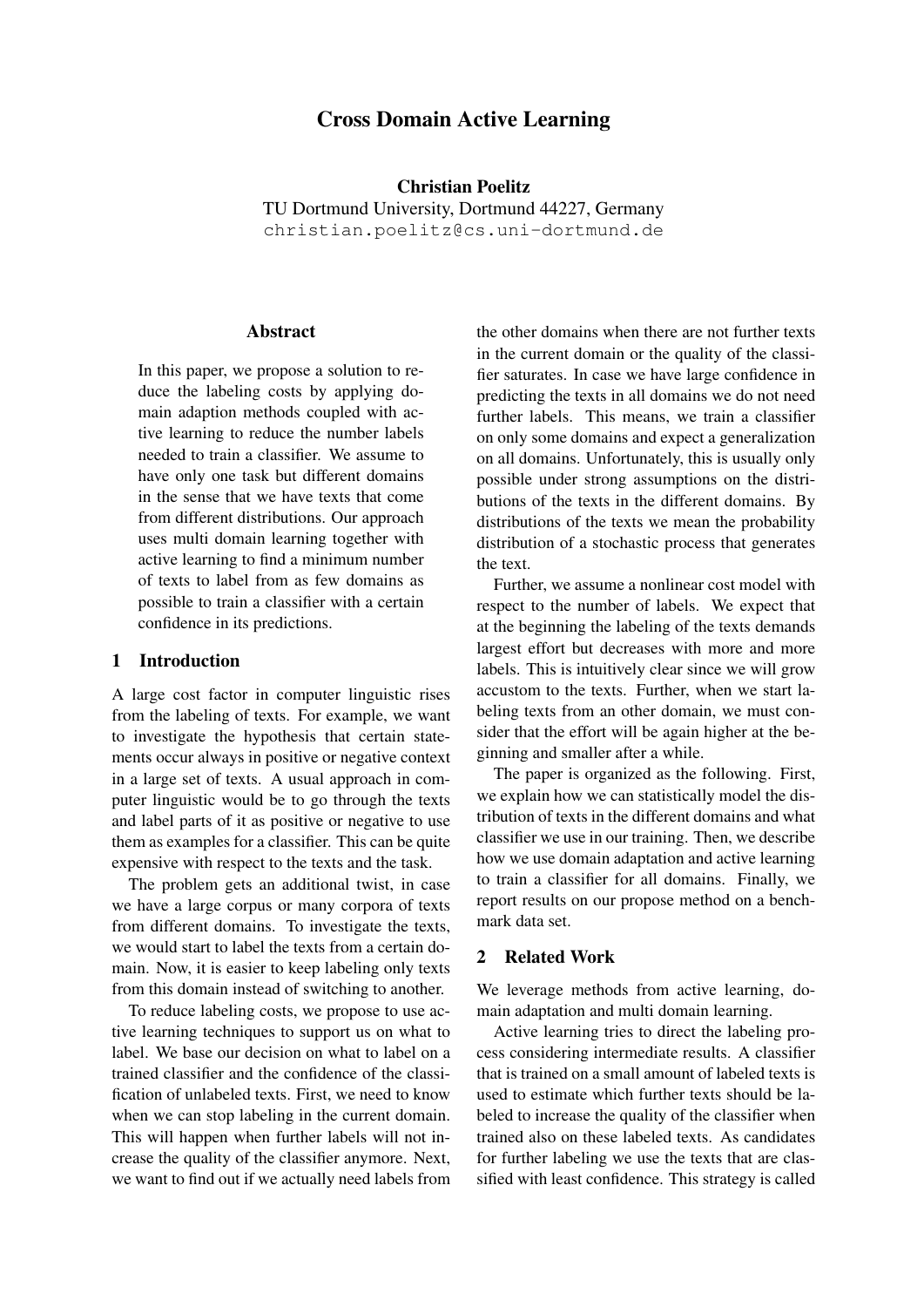# Cross Domain Active Learning

**Christian Poelitz**
TU Dortmund University, Dortmund 44227, Germany
christian.poelitz@cs.uni-dortmund.de

## Abstract

In this paper, we propose a solution to reduce the labeling costs by applying domain adaption methods coupled with active learning to reduce the number labels needed to train a classifier. We assume to have only one task but different domains in the sense that we have texts that come from different distributions. Our approach uses multi domain learning together with active learning to find a minimum number of texts to label from as few domains as possible to train a classifier with a certain confidence in its predictions.

## 1 Introduction

A large cost factor in computer linguistic rises from the labeling of texts. For example, we want to investigate the hypothesis that certain statements occur always in positive or negative context in a large set of texts. A usual approach in computer linguistic would be to go through the texts and label parts of it as positive or negative to use them as examples for a classifier. This can be quite expensive with respect to the texts and the task.

The problem gets an additional twist, in case we have a large corpus or many corpora of texts from different domains. To investigate the texts, we would start to label the texts from a certain domain. Now, it is easier to keep labeling only texts from this domain instead of switching to another.

To reduce labeling costs, we propose to use active learning techniques to support us on what to label. We base our decision on what to label on a trained classifier and the confidence of the classification of unlabeled texts. First, we need to know when we can stop labeling in the current domain. This will happen when further labels will not increase the quality of the classifier anymore. Next, we want to find out if we actually need labels from the other domains when there are not further texts in the current domain or the quality of the classifier saturates. In case we have large confidence in predicting the texts in all domains we do not need further labels. This means, we train a classifier on only some domains and expect a generalization on all domains. Unfortunately, this is usually only possible under strong assumptions on the distributions of the texts in the different domains. By distributions of the texts we mean the probability distribution of a stochastic process that generates the text.

Further, we assume a nonlinear cost model with respect to the number of labels. We expect that at the beginning the labeling of the texts demands largest effort but decreases with more and more labels. This is intuitively clear since we will grow accustom to the texts. Further, when we start labeling texts from an other domain, we must consider that the effort will be again higher at the beginning and smaller after a while.

The paper is organized as the following. First, we explain how we can statistically model the distribution of texts in the different domains and what classifier we use in our training. Then, we describe how we use domain adaptation and active learning to train a classifier for all domains. Finally, we report results on our propose method on a benchmark data set.

## 2 Related Work

We leverage methods from active learning, domain adaptation and multi domain learning.

Active learning tries to direct the labeling process considering intermediate results. A classifier that is trained on a small amount of labeled texts is used to estimate which further texts should be labeled to increase the quality of the classifier when trained also on these labeled texts. As candidates for further labeling we use the texts that are classified with least confidence. This strategy is called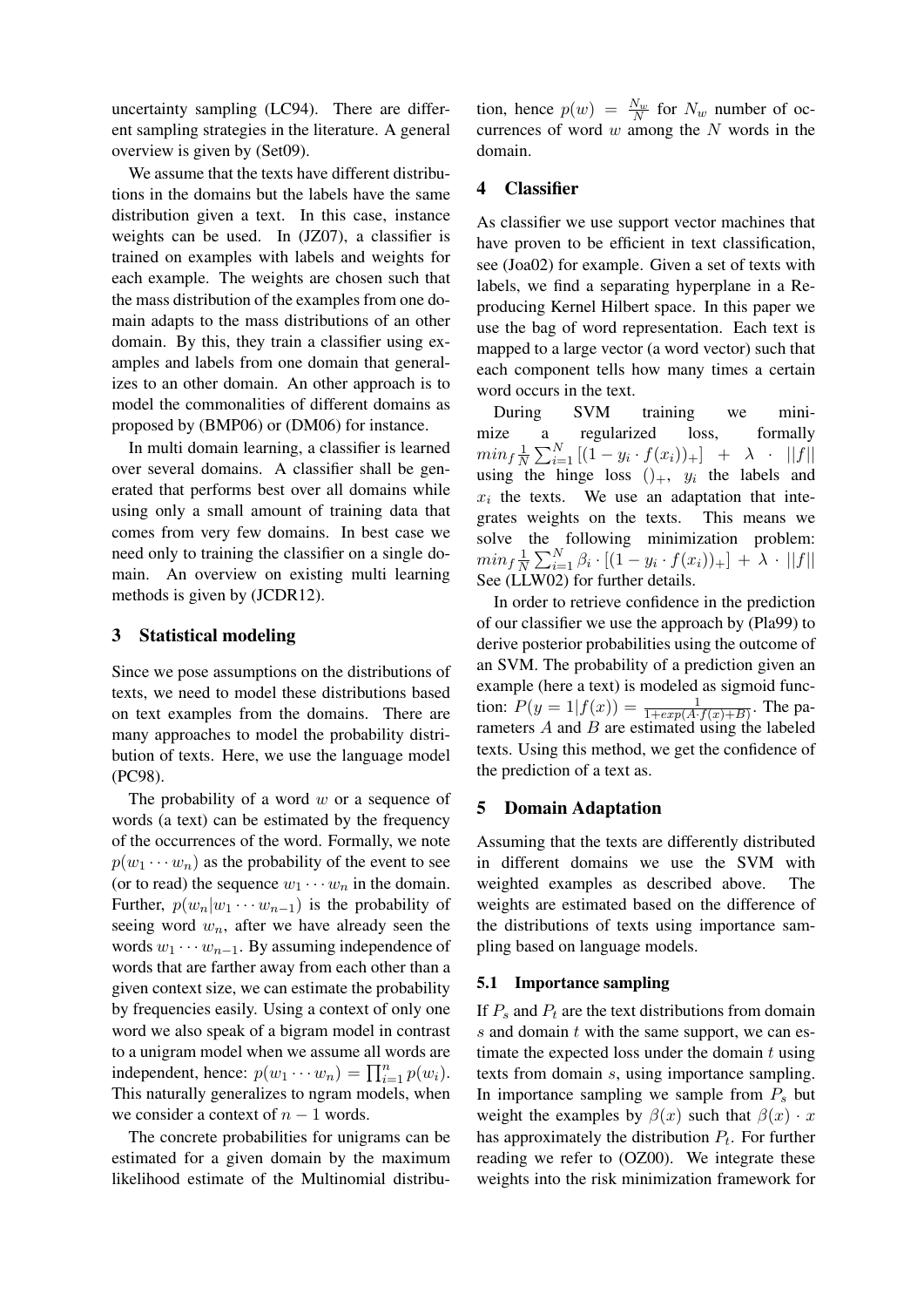uncertainty sampling (LC94). There are different sampling strategies in the literature. A general overview is given by (Set09).

We assume that the texts have different distributions in the domains but the labels have the same distribution given a text. In this case, instance weights can be used. In (JZ07), a classifier is trained on examples with labels and weights for each example. The weights are chosen such that the mass distribution of the examples from one domain adapts to the mass distributions of an other domain. By this, they train a classifier using examples and labels from one domain that generalizes to an other domain. An other approach is to model the commonalities of different domains as proposed by (BMP06) or (DM06) for instance.

In multi domain learning, a classifier is learned over several domains. A classifier shall be generated that performs best over all domains while using only a small amount of training data that comes from very few domains. In best case we need only to training the classifier on a single domain. An overview on existing multi learning methods is given by (JCDR12).

## 3 Statistical modeling

Since we pose assumptions on the distributions of texts, we need to model these distributions based on text examples from the domains. There are many approaches to model the probability distribution of texts. Here, we use the language model (PC98).

The probability of a word $w$ or a sequence of words (a text) can be estimated by the frequency of the occurrences of the word. Formally, we note $p(w_1 \cdots w_n)$ as the probability of the event to see (or to read) the sequence $w_1 \cdots w_n$ in the domain. Further, $p(w_n|w_1 \cdots w_{n-1})$ is the probability of seeing word $w_n$, after we have already seen the words $w_1 \cdots w_{n-1}$. By assuming independence of words that are farther away from each other than a given context size, we can estimate the probability by frequencies easily. Using a context of only one word we also speak of a bigram model in contrast to a unigram model when we assume all words are independent, hence: $p(w_1 \cdots w_n) = \prod_{i=1}^{n} p(w_i)$. This naturally generalizes to ngram models, when we consider a context of $n-1$ words.

The concrete probabilities for unigrams can be estimated for a given domain by the maximum likelihood estimate of the Multinomial distribution, hence $p(w) = \frac{N_w}{N}$ for $N_w$ number of occurrences of word $w$ among the $N$ words in the domain.

## 4 Classifier

As classifier we use support vector machines that have proven to be efficient in text classification, see (Joa02) for example. Given a set of texts with labels, we find a separating hyperplane in a Reproducing Kernel Hilbert space. In this paper we use the bag of word representation. Each text is mapped to a large vector (a word vector) such that each component tells how many times a certain word occurs in the text.

During SVM training we minimize a regularized loss, formally $min_f \frac{1}{N} \sum_{i=1}^{N} [(1 - y_i \cdot f(x_i))_+] + \lambda \cdot ||f||$ using the hinge loss $()_+$, $y_i$ the labels and $x_i$ the texts. We use an adaptation that integrates weights on the texts. This means we solve the following minimization problem: $min_f \frac{1}{N} \sum_{i=1}^{N} \beta_i \cdot [(1 - y_i \cdot f(x_i))_+] + \lambda \cdot ||f||$ See (LLW02) for further details.

In order to retrieve confidence in the prediction of our classifier we use the approach by (Pla99) to derive posterior probabilities using the outcome of an SVM. The probability of a prediction given an example (here a text) is modeled as sigmoid function: $P(y = 1|f(x)) = \frac{1}{1+exp(A \cdot f(x)+B)}$. The parameters $A$ and $B$ are estimated using the labeled texts. Using this method, we get the confidence of the prediction of a text as.

## 5 Domain Adaptation

Assuming that the texts are differently distributed in different domains we use the SVM with weighted examples as described above. The weights are estimated based on the difference of the distributions of texts using importance sampling based on language models.

### 5.1 Importance sampling

If $P_s$ and $P_t$ are the text distributions from domain $s$ and domain $t$ with the same support, we can estimate the expected loss under the domain $t$ using texts from domain $s$, using importance sampling. In importance sampling we sample from $P_s$ but weight the examples by $\beta(x)$ such that $\beta(x) \cdot x$ has approximately the distribution $P_t$. For further reading we refer to (OZ00). We integrate these weights into the risk minimization framework for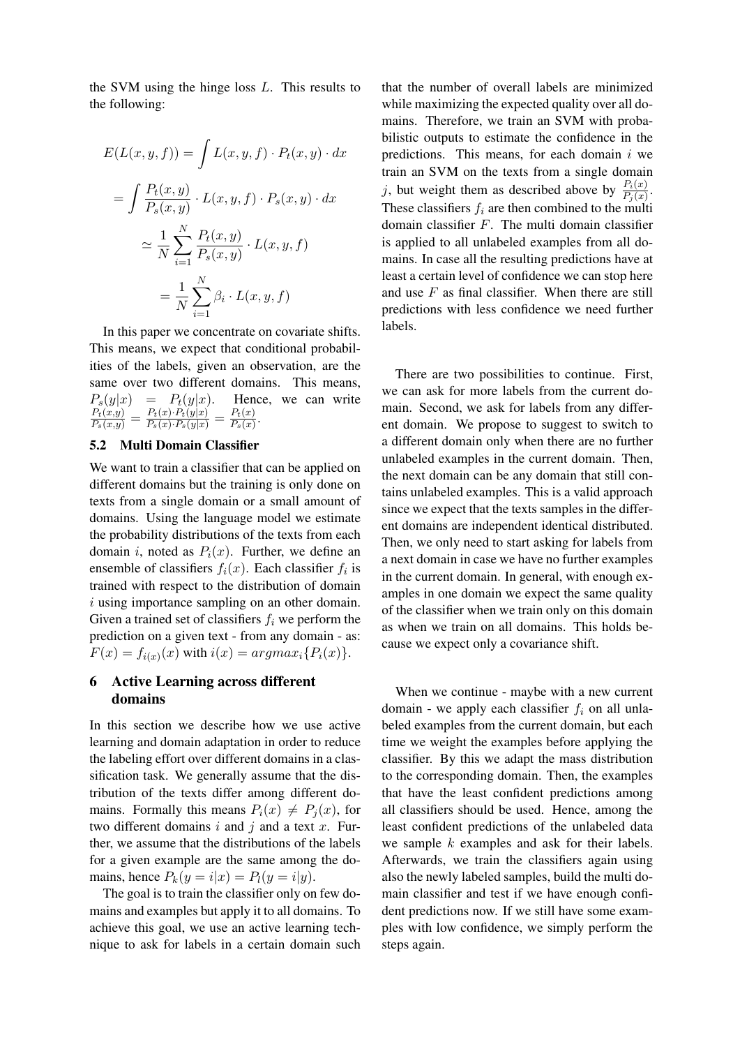the SVM using the hinge loss $L$. This results to the following:

$$E(L(x,y,f)) = \int L(x,y,f) \cdot P_t(x,y) \cdot dx$$

$$= \int \frac{P_t(x,y)}{P_s(x,y)} \cdot L(x,y,f) \cdot P_s(x,y) \cdot dx$$

$$\simeq \frac{1}{N} \sum_{i=1}^{N} \frac{P_t(x,y)}{P_s(x,y)} \cdot L(x,y,f)$$

$$= \frac{1}{N} \sum_{i=1}^{N} \beta_i \cdot L(x,y,f)$$

In this paper we concentrate on covariate shifts. This means, we expect that conditional probabilities of the labels, given an observation, are the same over two different domains. This means, $P_s(y|x) = P_t(y|x)$. Hence, we can write $\frac{P_t(x,y)}{P_s(x,y)} = \frac{P_t(x) \cdot P_t(y|x)}{P_s(x) \cdot P_s(y|x)} = \frac{P_t(x)}{P_s(x)}$.

### 5.2 Multi Domain Classifier

We want to train a classifier that can be applied on different domains but the training is only done on texts from a single domain or a small amount of domains. Using the language model we estimate the probability distributions of the texts from each domain $i$, noted as $P_i(x)$. Further, we define an ensemble of classifiers $f_i(x)$. Each classifier $f_i$ is trained with respect to the distribution of domain $i$ using importance sampling on an other domain. Given a trained set of classifiers $f_i$ we perform the prediction on a given text - from any domain - as: $F(x) = f_{i(x)}(x)$ with $i(x) = argmax_i\{P_i(x)\}$.

## 6 Active Learning across different domains

In this section we describe how we use active learning and domain adaptation in order to reduce the labeling effort over different domains in a classification task. We generally assume that the distribution of the texts differ among different domains. Formally this means $P_i(x) \neq P_j(x)$, for two different domains $i$ and $j$ and a text $x$. Further, we assume that the distributions of the labels for a given example are the same among the domains, hence $P_k(y = i|x) = P_l(y = i|y)$.

The goal is to train the classifier only on few domains and examples but apply it to all domains. To achieve this goal, we use an active learning technique to ask for labels in a certain domain such that the number of overall labels are minimized while maximizing the expected quality over all domains. Therefore, we train an SVM with probabilistic outputs to estimate the confidence in the predictions. This means, for each domain $i$ we train an SVM on the texts from a single domain $j$, but weight them as described above by $\frac{P_i(x)}{P_j(x)}$. These classifiers $f_i$ are then combined to the multi domain classifier $F$. The multi domain classifier is applied to all unlabeled examples from all domains. In case all the resulting predictions have at least a certain level of confidence we can stop here and use $F$ as final classifier. When there are still predictions with less confidence we need further labels.

There are two possibilities to continue. First, we can ask for more labels from the current domain. Second, we ask for labels from any different domain. We propose to suggest to switch to a different domain only when there are no further unlabeled examples in the current domain. Then, the next domain can be any domain that still contains unlabeled examples. This is a valid approach since we expect that the texts samples in the different domains are independent identical distributed. Then, we only need to start asking for labels from a next domain in case we have no further examples in the current domain. In general, with enough examples in one domain we expect the same quality of the classifier when we train only on this domain as when we train on all domains. This holds because we expect only a covariance shift.

When we continue - maybe with a new current domain - we apply each classifier $f_i$ on all unlabeled examples from the current domain, but each time we weight the examples before applying the classifier. By this we adapt the mass distribution to the corresponding domain. Then, the examples that have the least confident predictions among all classifiers should be used. Hence, among the least confident predictions of the unlabeled data we sample $k$ examples and ask for their labels. Afterwards, we train the classifiers again using also the newly labeled samples, build the multi domain classifier and test if we have enough confident predictions now. If we still have some examples with low confidence, we simply perform the steps again.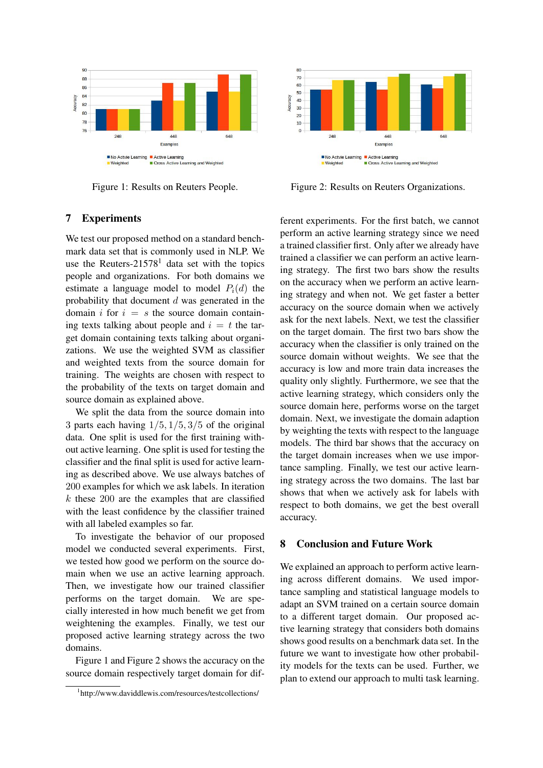Figure 1: Results on Reuters People.

Figure 2: Results on Reuters Organizations.

## 7 Experiments

We test our proposed method on a standard benchmark data set that is commonly used in NLP. We use the Reuters-21578[1] data set with the topics people and organizations. For both domains we estimate a language model to model $P_i(d)$ the probability that document $d$ was generated in the domain $i$ for $i = s$ the source domain containing texts talking about people and $i = t$ the target domain containing texts talking about organizations. We use the weighted SVM as classifier and weighted texts from the source domain for training. The weights are chosen with respect to the probability of the texts on target domain and source domain as explained above.

We split the data from the source domain into 3 parts each having $1/5, 1/5, 3/5$ of the original data. One split is used for the first training without active learning. One split is used for testing the classifier and the final split is used for active learning as described above. We use always batches of 200 examples for which we ask labels. In iteration $k$ these 200 are the examples that are classified with the least confidence by the classifier trained with all labeled examples so far.

To investigate the behavior of our proposed model we conducted several experiments. First, we tested how good we perform on the source domain when we use an active learning approach. Then, we investigate how our trained classifier performs on the target domain. We are specially interested in how much benefit we get from weightening the examples. Finally, we test our proposed active learning strategy across the two domains.

Figure 1 and Figure 2 shows the accuracy on the source domain respectively target domain for different experiments. For the first batch, we cannot perform an active learning strategy since we need a trained classifier first. Only after we already have trained a classifier we can perform an active learning strategy. The first two bars show the results on the accuracy when we perform an active learning strategy and when not. We get faster a better accuracy on the source domain when we actively ask for the next labels. Next, we test the classifier on the target domain. The first two bars show the accuracy when the classifier is only trained on the source domain without weights. We see that the accuracy is low and more train data increases the quality only slightly. Furthermore, we see that the active learning strategy, which considers only the source domain here, performs worse on the target domain. Next, we investigate the domain adaption by weighting the texts with respect to the language models. The third bar shows that the accuracy on the target domain increases when we use importance sampling. Finally, we test our active learning strategy across the two domains. The last bar shows that when we actively ask for labels with respect to both domains, we get the best overall accuracy.

## 8 Conclusion and Future Work

We explained an approach to perform active learning across different domains. We used importance sampling and statistical language models to adapt an SVM trained on a certain source domain to a different target domain. Our proposed active learning strategy that considers both domains shows good results on a benchmark data set. In the future we want to investigate how other probability models for the texts can be used. Further, we plan to extend our approach to multi task learning.

[1] http://www.daviddlewis.com/resources/testcollections/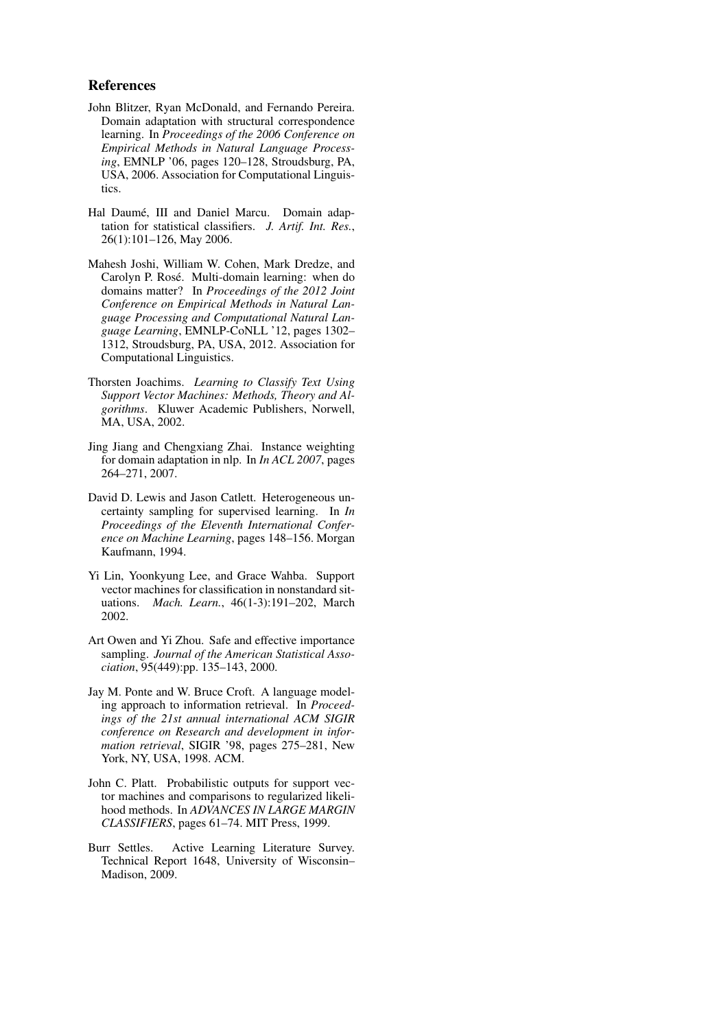## References

John Blitzer, Ryan McDonald, and Fernando Pereira. Domain adaptation with structural correspondence learning. In *Proceedings of the 2006 Conference on Empirical Methods in Natural Language Processing*, EMNLP '06, pages 120–128, Stroudsburg, PA, USA, 2006. Association for Computational Linguistics.

Hal Daumé, III and Daniel Marcu. Domain adaptation for statistical classifiers. *J. Artif. Int. Res.*, 26(1):101–126, May 2006.

Mahesh Joshi, William W. Cohen, Mark Dredze, and Carolyn P. Rosé. Multi-domain learning: when do domains matter? In *Proceedings of the 2012 Joint Conference on Empirical Methods in Natural Language Processing and Computational Natural Language Learning*, EMNLP-CoNLL '12, pages 1302–1312, Stroudsburg, PA, USA, 2012. Association for Computational Linguistics.

Thorsten Joachims. *Learning to Classify Text Using Support Vector Machines: Methods, Theory and Algorithms*. Kluwer Academic Publishers, Norwell, MA, USA, 2002.

Jing Jiang and Chengxiang Zhai. Instance weighting for domain adaptation in nlp. In *In ACL 2007*, pages 264–271, 2007.

David D. Lewis and Jason Catlett. Heterogeneous uncertainty sampling for supervised learning. In *In Proceedings of the Eleventh International Conference on Machine Learning*, pages 148–156. Morgan Kaufmann, 1994.

Yi Lin, Yoonkyung Lee, and Grace Wahba. Support vector machines for classification in nonstandard situations. *Mach. Learn.*, 46(1-3):191–202, March 2002.

Art Owen and Yi Zhou. Safe and effective importance sampling. *Journal of the American Statistical Association*, 95(449):pp. 135–143, 2000.

Jay M. Ponte and W. Bruce Croft. A language modeling approach to information retrieval. In *Proceedings of the 21st annual international ACM SIGIR conference on Research and development in information retrieval*, SIGIR '98, pages 275–281, New York, NY, USA, 1998. ACM.

John C. Platt. Probabilistic outputs for support vector machines and comparisons to regularized likelihood methods. In *ADVANCES IN LARGE MARGIN CLASSIFIERS*, pages 61–74. MIT Press, 1999.

Burr Settles. Active Learning Literature Survey. Technical Report 1648, University of Wisconsin–Madison, 2009.